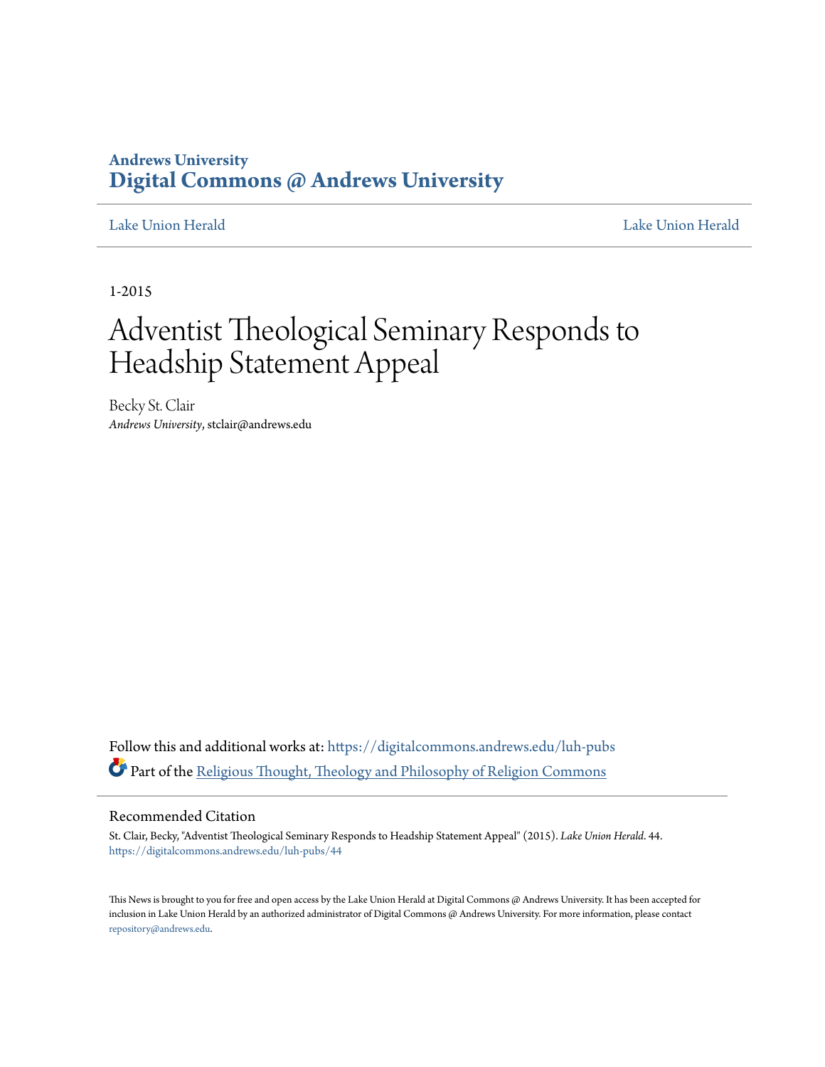Andrews University
**Digital Commons @ Andrews University**

Lake Union Herald | Lake Union Herald

1-2015

# Adventist Theological Seminary Responds to Headship Statement Appeal

Becky St. Clair
*Andrews University*, stclair@andrews.edu

Follow this and additional works at: https://digitalcommons.andrews.edu/luh-pubs

Part of the Religious Thought, Theology and Philosophy of Religion Commons

## Recommended Citation

St. Clair, Becky, "Adventist Theological Seminary Responds to Headship Statement Appeal" (2015). *Lake Union Herald*. 44.
https://digitalcommons.andrews.edu/luh-pubs/44

This News is brought to you for free and open access by the Lake Union Herald at Digital Commons @ Andrews University. It has been accepted for inclusion in Lake Union Herald by an authorized administrator of Digital Commons @ Andrews University. For more information, please contact repository@andrews.edu.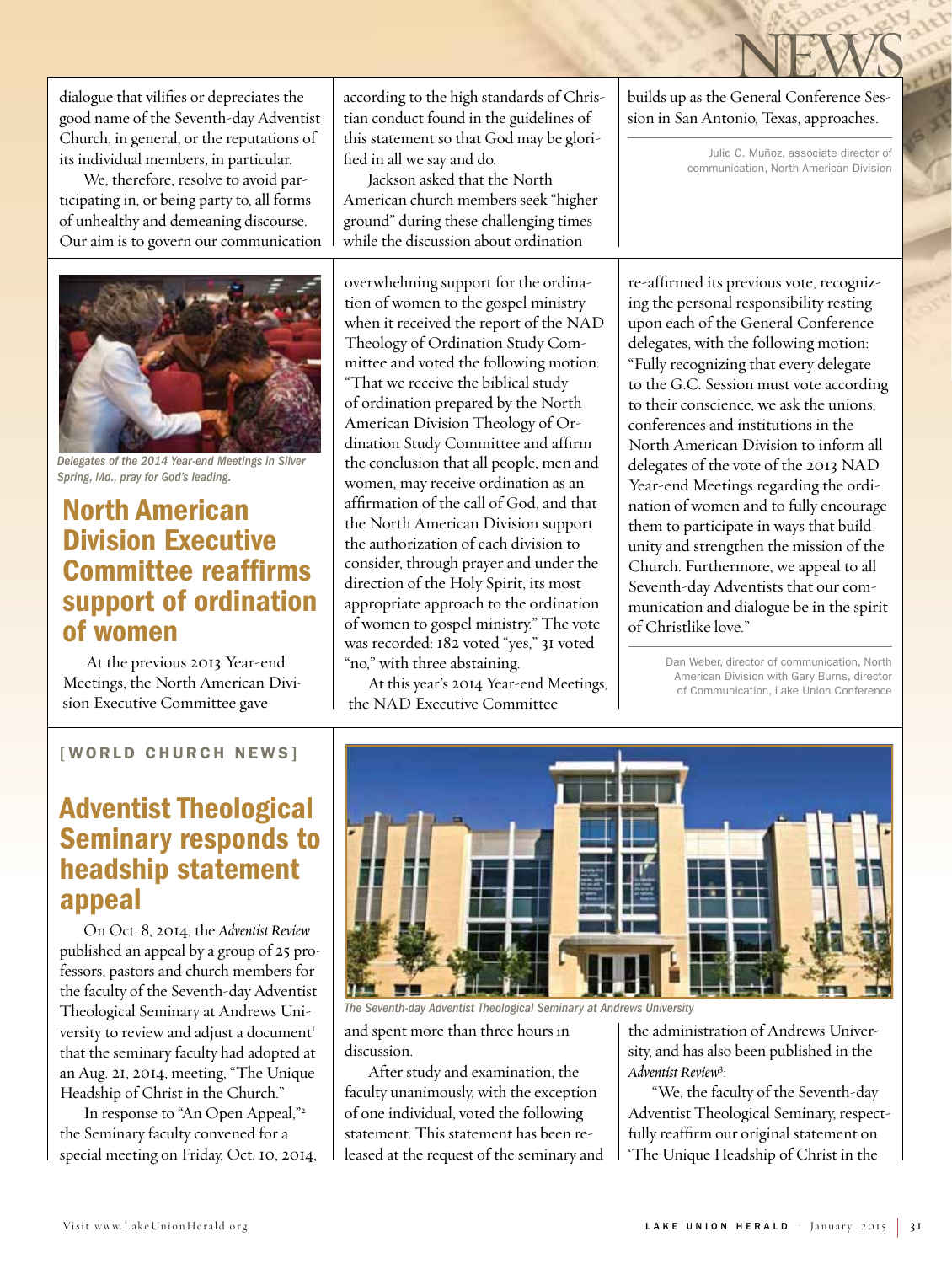dialogue that vilifies or depreciates the good name of the Seventh-day Adventist Church, in general, or the reputations of its individual members, in particular.

We, therefore, resolve to avoid participating in, or being party to, all forms of unhealthy and demeaning discourse. Our aim is to govern our communication according to the high standards of Christian conduct found in the guidelines of this statement so that God may be glorified in all we say and do.

Jackson asked that the North American church members seek "higher ground" during these challenging times while the discussion about ordination builds up as the General Conference Session in San Antonio, Texas, approaches.

Julio C. Muñoz, associate director of communication, North American Division

Delegates of the 2014 Year-end Meetings in Silver Spring, Md., pray for God's leading.

## North American Division Executive Committee reaffirms support of ordination of women

At the previous 2013 Year-end Meetings, the North American Division Executive Committee gave overwhelming support for the ordination of women to the gospel ministry when it received the report of the NAD Theology of Ordination Study Committee and voted the following motion: "That we receive the biblical study of ordination prepared by the North American Division Theology of Ordination Study Committee and affirm the conclusion that all people, men and women, may receive ordination as an affirmation of the call of God, and that the North American Division support the authorization of each division to consider, through prayer and under the direction of the Holy Spirit, its most appropriate approach to the ordination of women to gospel ministry." The vote was recorded: 182 voted "yes," 31 voted "no," with three abstaining.

At this year's 2014 Year-end Meetings, the NAD Executive Committee re-affirmed its previous vote, recognizing the personal responsibility resting upon each of the General Conference delegates, with the following motion: "Fully recognizing that every delegate to the G.C. Session must vote according to their conscience, we ask the unions, conferences and institutions in the North American Division to inform all delegates of the vote of the 2013 NAD Year-end Meetings regarding the ordination of women and to fully encourage them to participate in ways that build unity and strengthen the mission of the Church. Furthermore, we appeal to all Seventh-day Adventists that our communication and dialogue be in the spirit of Christlike love."

Dan Weber, director of communication, North American Division with Gary Burns, director of Communication, Lake Union Conference

[WORLD CHURCH NEWS]

## Adventist Theological Seminary responds to headship statement appeal

On Oct. 8, 2014, the *Adventist Review* published an appeal by a group of 25 professors, pastors and church members for the faculty of the Seventh-day Adventist Theological Seminary at Andrews University to review and adjust a document[1] that the seminary faculty had adopted at an Aug. 21, 2014, meeting, "The Unique Headship of Christ in the Church."

In response to "An Open Appeal,"[2] the Seminary faculty convened for a special meeting on Friday, Oct. 10, 2014, and spent more than three hours in discussion.

The Seventh-day Adventist Theological Seminary at Andrews University

After study and examination, the faculty unanimously, with the exception of one individual, voted the following statement. This statement has been released at the request of the seminary and the administration of Andrews University, and has also been published in the *Adventist Review*[3]:

"We, the faculty of the Seventh-day Adventist Theological Seminary, respectfully reaffirm our original statement on 'The Unique Headship of Christ in the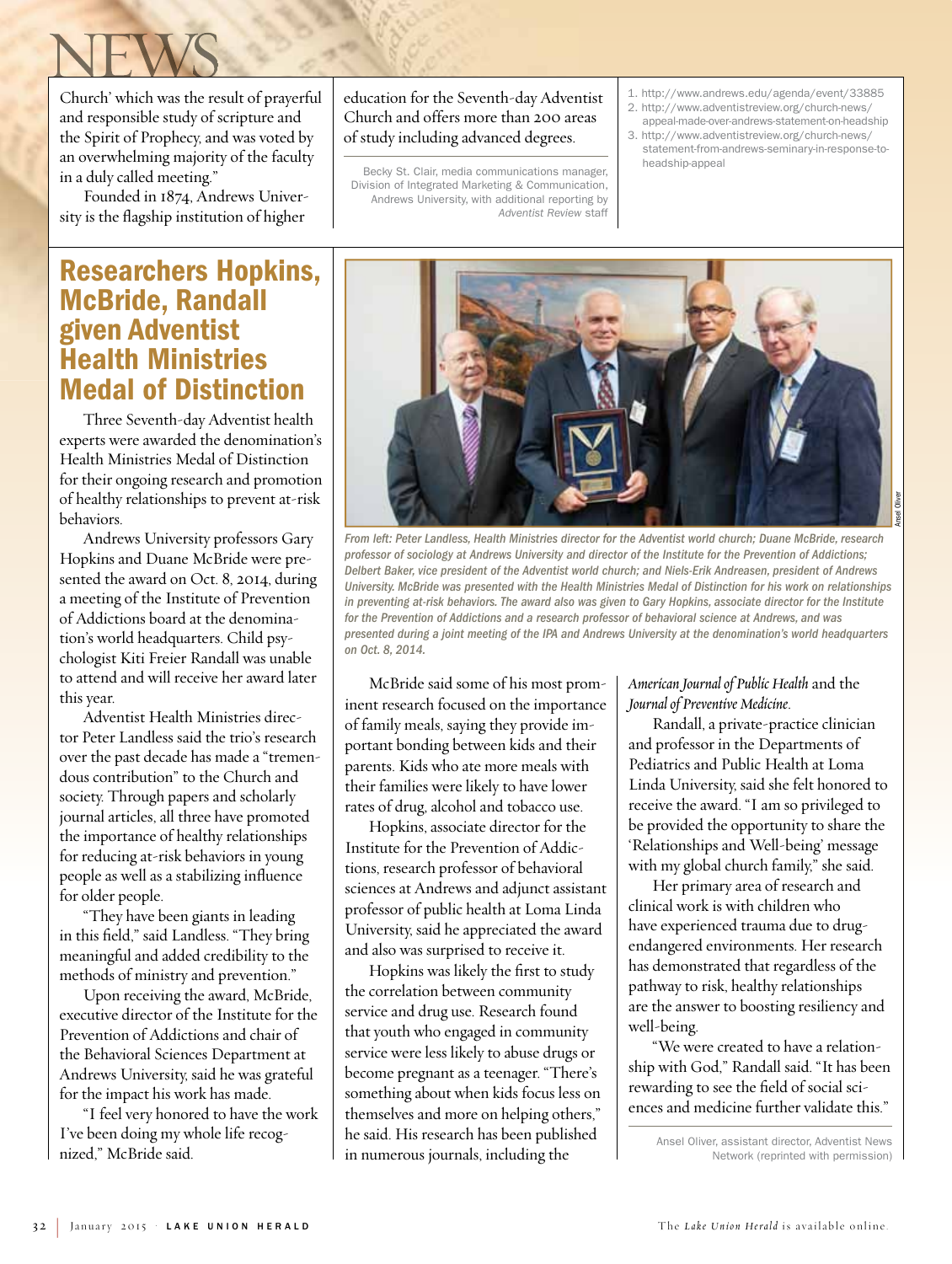Church' which was the result of prayerful and responsible study of scripture and the Spirit of Prophecy, and was voted by an overwhelming majority of the faculty in a duly called meeting."

Founded in 1874, Andrews University is the flagship institution of higher education for the Seventh-day Adventist Church and offers more than 200 areas of study including advanced degrees.

Becky St. Clair, media communications manager, Division of Integrated Marketing & Communication, Andrews University, with additional reporting by *Adventist Review* staff

1. http://www.andrews.edu/agenda/event/33885
2. http://www.adventistreview.org/church-news/appeal-made-over-andrews-statement-on-headship
3. http://www.adventistreview.org/church-news/statement-from-andrews-seminary-in-response-to-headship-appeal

## Researchers Hopkins, McBride, Randall given Adventist Health Ministries Medal of Distinction

Three Seventh-day Adventist health experts were awarded the denomination's Health Ministries Medal of Distinction for their ongoing research and promotion of healthy relationships to prevent at-risk behaviors.

Andrews University professors Gary Hopkins and Duane McBride were presented the award on Oct. 8, 2014, during a meeting of the Institute of Prevention of Addictions board at the denomination's world headquarters. Child psychologist Kiti Freier Randall was unable to attend and will receive her award later this year.

Adventist Health Ministries director Peter Landless said the trio's research over the past decade has made a "tremendous contribution" to the Church and society. Through papers and scholarly journal articles, all three have promoted the importance of healthy relationships for reducing at-risk behaviors in young people as well as a stabilizing influence for older people.

"They have been giants in leading in this field," said Landless. "They bring meaningful and added credibility to the methods of ministry and prevention."

Upon receiving the award, McBride, executive director of the Institute for the Prevention of Addictions and chair of the Behavioral Sciences Department at Andrews University, said he was grateful for the impact his work has made.

"I feel very honored to have the work I've been doing my whole life recognized," McBride said.

Ansel Oliver

*From left: Peter Landless, Health Ministries director for the Adventist world church; Duane McBride, research professor of sociology at Andrews University and director of the Institute for the Prevention of Addictions; Delbert Baker, vice president of the Adventist world church; and Niels-Erik Andreasen, president of Andrews University. McBride was presented with the Health Ministries Medal of Distinction for his work on relationships in preventing at-risk behaviors. The award also was given to Gary Hopkins, associate director for the Institute for the Prevention of Addictions and a research professor of behavioral science at Andrews, and was presented during a joint meeting of the IPA and Andrews University at the denomination's world headquarters on Oct. 8, 2014.*

McBride said some of his most prominent research focused on the importance of family meals, saying they provide important bonding between kids and their parents. Kids who ate more meals with their families were likely to have lower rates of drug, alcohol and tobacco use.

Hopkins, associate director for the Institute for the Prevention of Addictions, research professor of behavioral sciences at Andrews and adjunct assistant professor of public health at Loma Linda University, said he appreciated the award and also was surprised to receive it.

Hopkins was likely the first to study the correlation between community service and drug use. Research found that youth who engaged in community service were less likely to abuse drugs or become pregnant as a teenager. "There's something about when kids focus less on themselves and more on helping others," he said. His research has been published in numerous journals, including the *American Journal of Public Health* and the *Journal of Preventive Medicine*.

Randall, a private-practice clinician and professor in the Departments of Pediatrics and Public Health at Loma Linda University, said she felt honored to receive the award. "I am so privileged to be provided the opportunity to share the 'Relationships and Well-being' message with my global church family," she said.

Her primary area of research and clinical work is with children who have experienced trauma due to drug-endangered environments. Her research has demonstrated that regardless of the pathway to risk, healthy relationships are the answer to boosting resiliency and well-being.

"We were created to have a relationship with God," Randall said. "It has been rewarding to see the field of social sciences and medicine further validate this."

Ansel Oliver, assistant director, Adventist News Network (reprinted with permission)